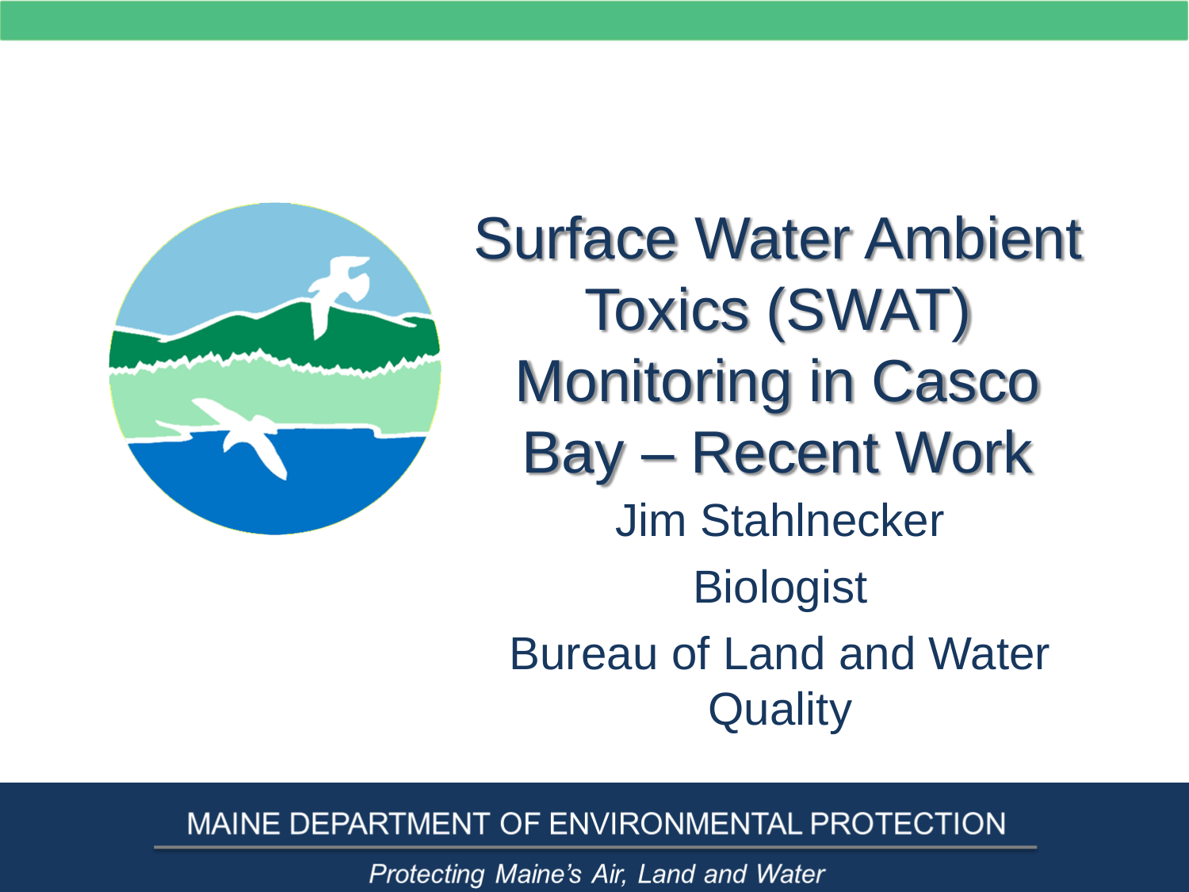# Surface Water Ambient Toxics (SWAT) Monitoring in Casco Bay – Recent Work

Jim Stahlnecker

Biologist

Bureau of Land and Water Quality

MAINE DEPARTMENT OF ENVIRONMENTAL PROTECTION

*Protecting Maine's Air, Land and Water*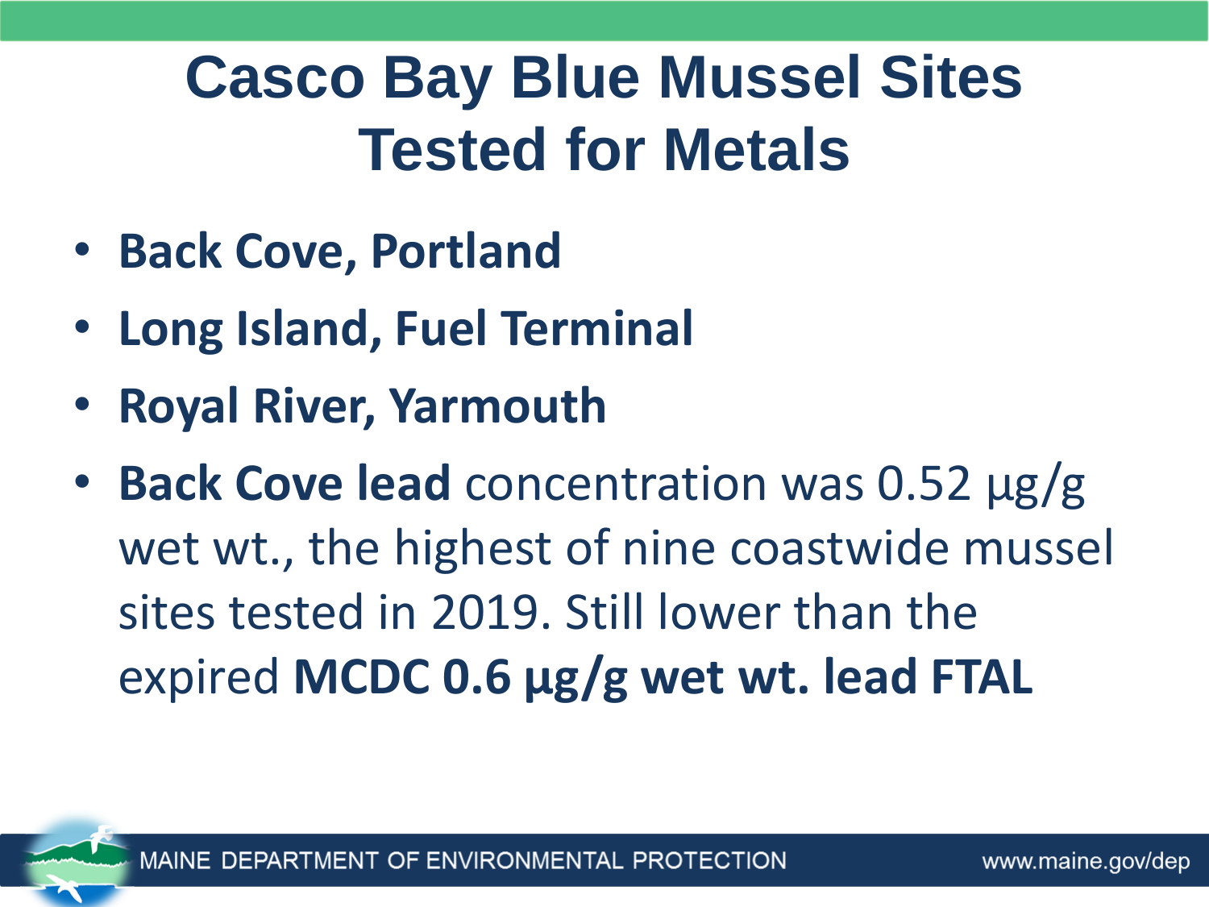# Casco Bay Blue Mussel Sites Tested for Metals

- **Back Cove, Portland**
- **Long Island, Fuel Terminal**
- **Royal River, Yarmouth**
- **Back Cove lead** concentration was 0.52 µg/g wet wt., the highest of nine coastwide mussel sites tested in 2019. Still lower than the expired **MCDC 0.6 µg/g wet wt. lead FTAL**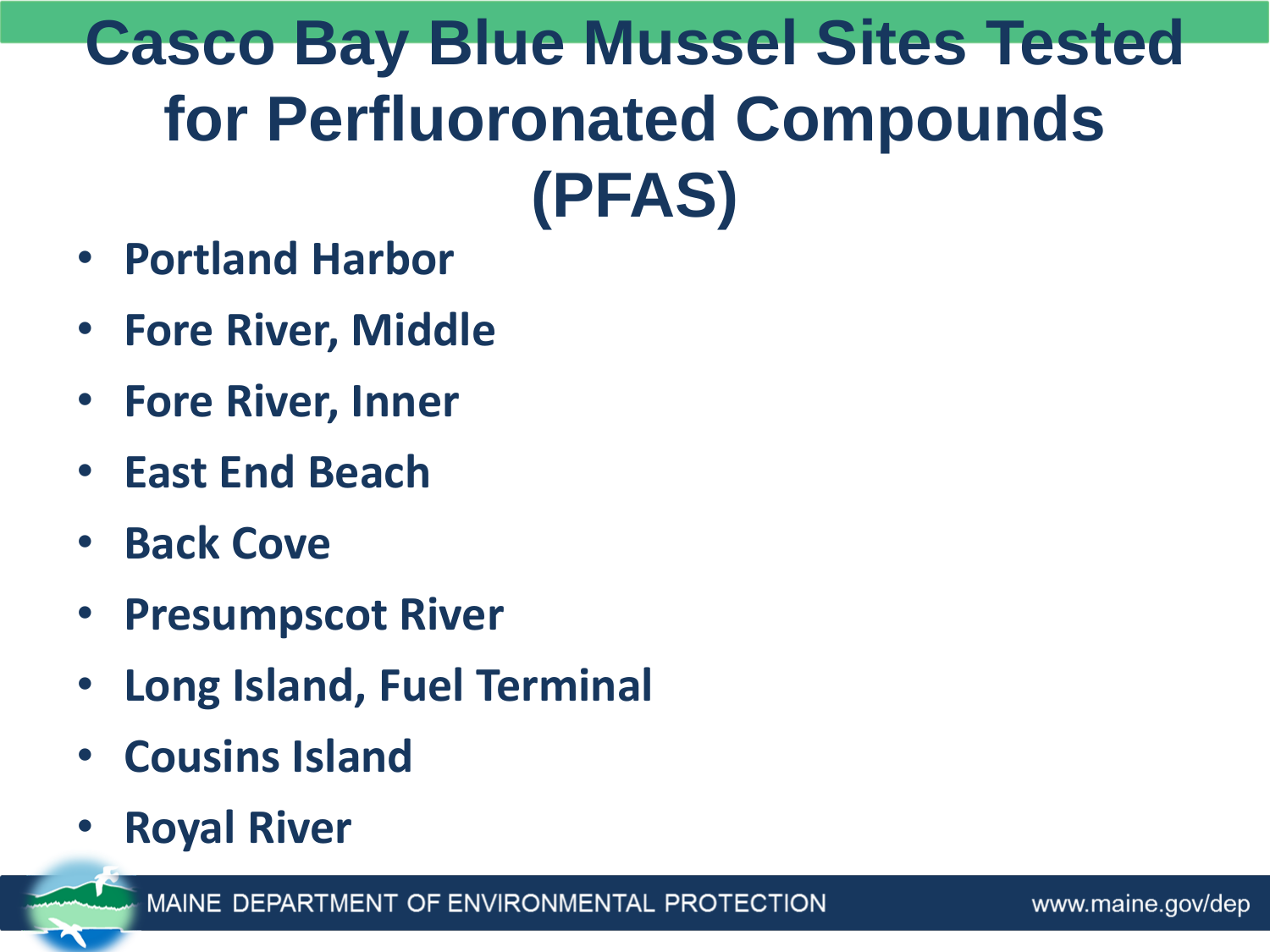# Casco Bay Blue Mussel Sites Tested for Perfluoronated Compounds (PFAS)

- Portland Harbor
- Fore River, Middle
- Fore River, Inner
- East End Beach
- Back Cove
- Presumpscot River
- Long Island, Fuel Terminal
- Cousins Island
- Royal River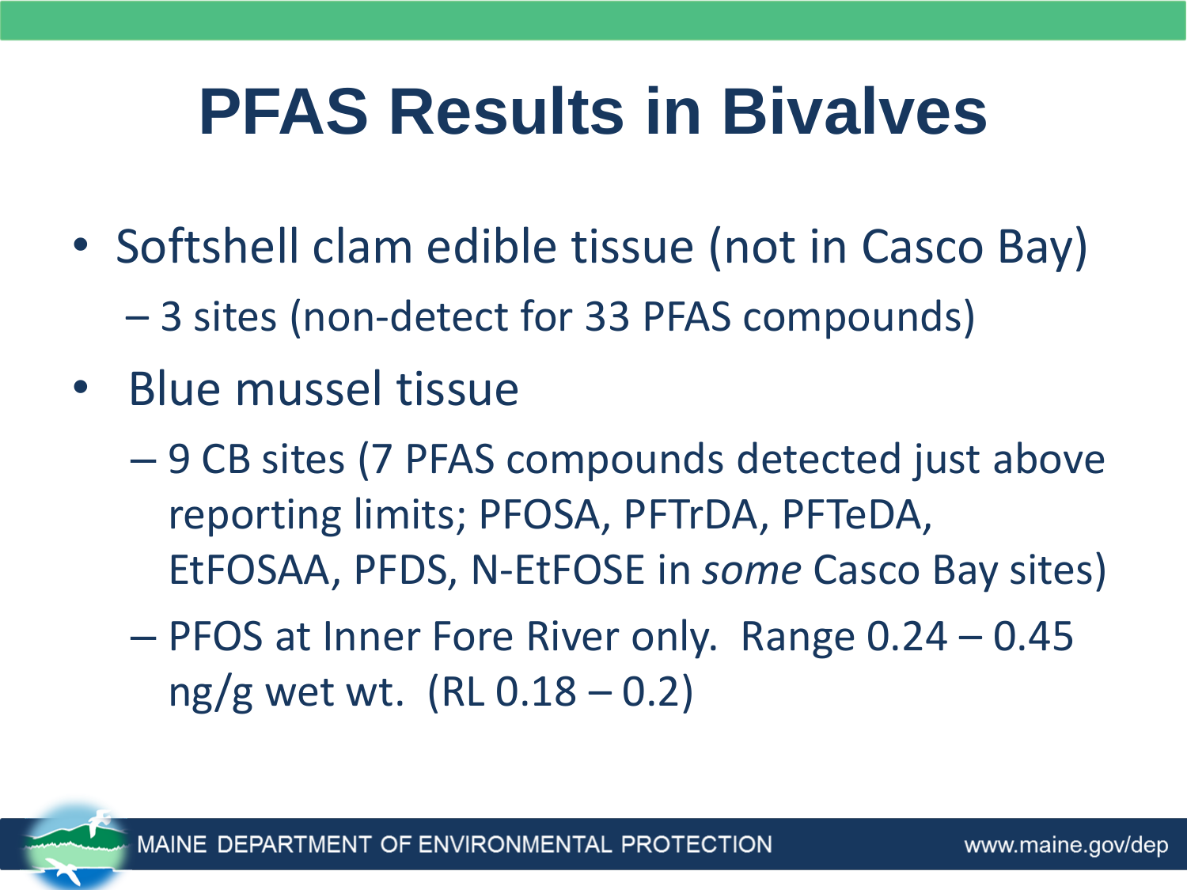# PFAS Results in Bivalves

- Softshell clam edible tissue (not in Casco Bay)
  - 3 sites (non-detect for 33 PFAS compounds)
- Blue mussel tissue
  - 9 CB sites (7 PFAS compounds detected just above reporting limits; PFOSA, PFTrDA, PFTeDA, EtFOSAA, PFDS, N-EtFOSE in *some* Casco Bay sites)
  - PFOS at Inner Fore River only. Range 0.24 – 0.45 ng/g wet wt. (RL 0.18 – 0.2)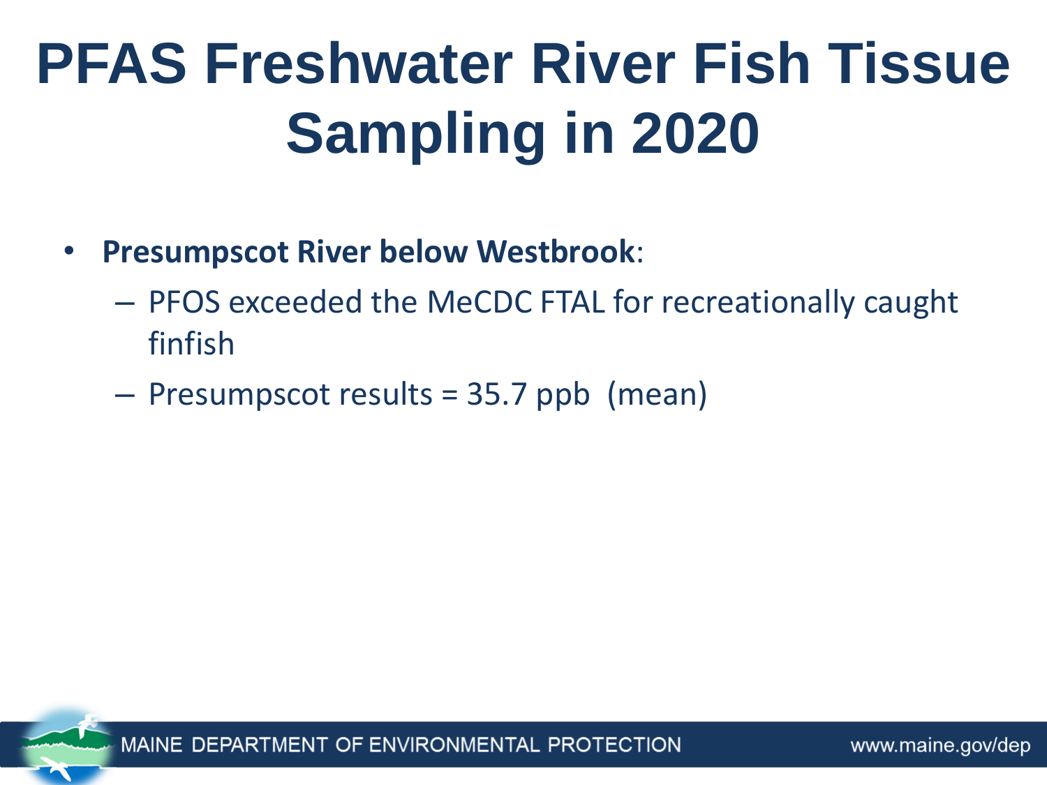# PFAS Freshwater River Fish Tissue Sampling in 2020

- **Presumpscot River below Westbrook**:
  - PFOS exceeded the MeCDC FTAL for recreationally caught finfish
  - Presumpscot results = 35.7 ppb (mean)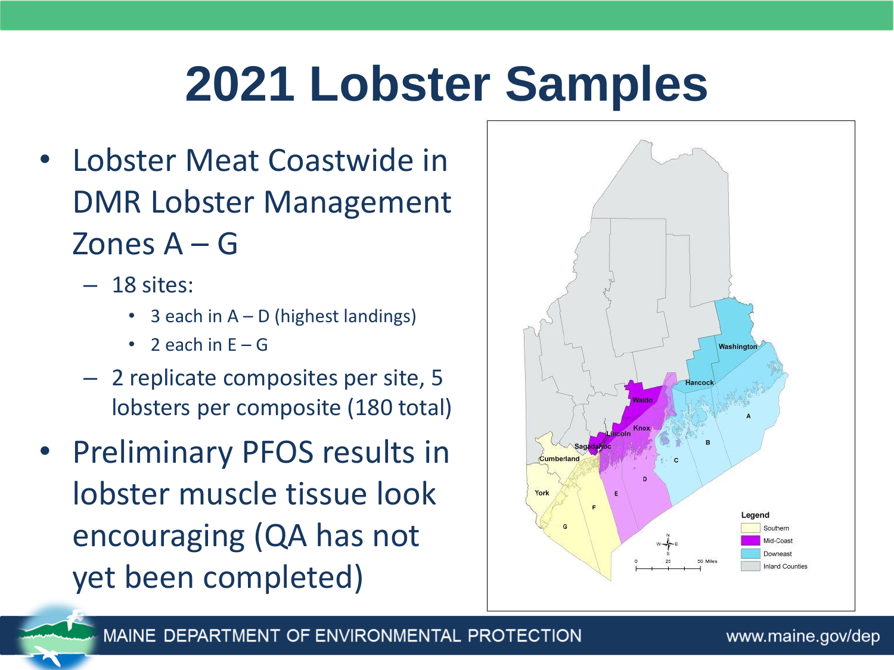# 2021 Lobster Samples

- Lobster Meat Coastwide in DMR Lobster Management Zones A – G
  - 18 sites:
    - 3 each in A – D (highest landings)
    - 2 each in E – G
  - 2 replicate composites per site, 5 lobsters per composite (180 total)
- Preliminary PFOS results in lobster muscle tissue look encouraging (QA has not yet been completed)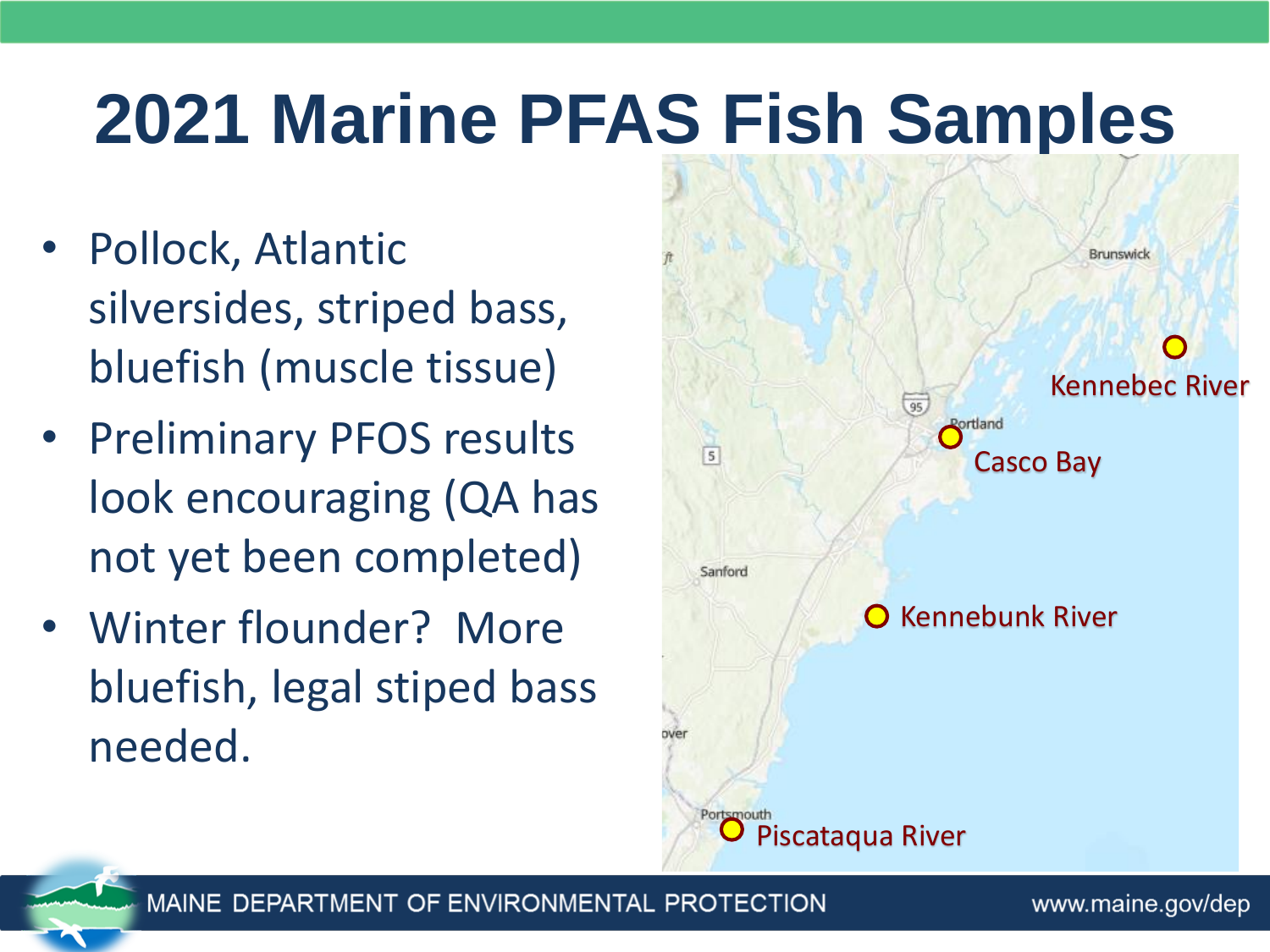# 2021 Marine PFAS Fish Samples

- Pollock, Atlantic silversides, striped bass, bluefish (muscle tissue)
- Preliminary PFOS results look encouraging (QA has not yet been completed)
- Winter flounder? More bluefish, legal stiped bass needed.

Kennebec River

Casco Bay

Kennebunk River

Piscataqua River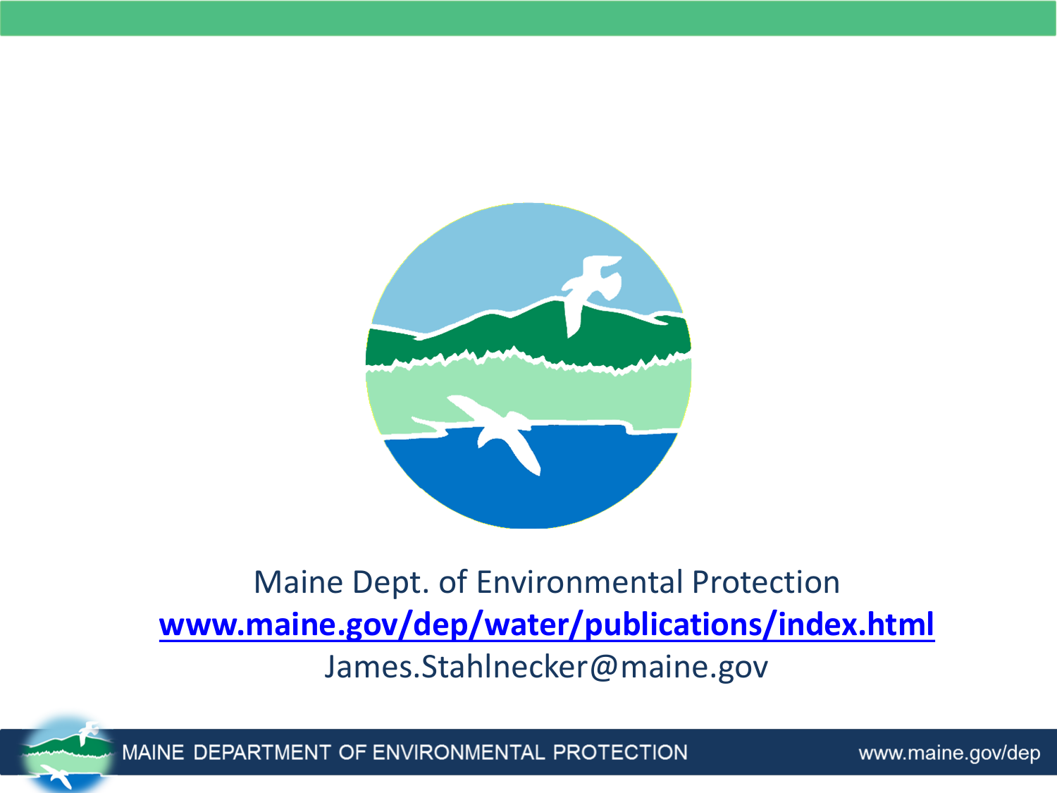Maine Dept. of Environmental Protection

**[www.maine.gov/dep/water/publications/index.html](http://www.maine.gov/dep/water/publications/index.html)**

James.Stahlnecker@maine.gov